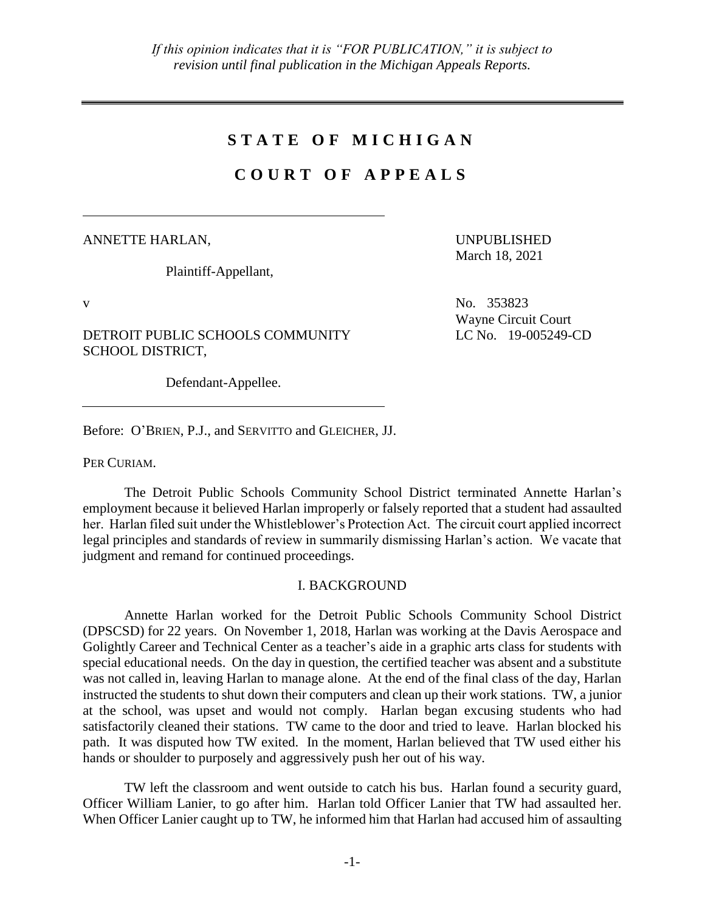*If this opinion indicates that it is "FOR PUBLICATION," it is subject to revision until final publication in the Michigan Appeals Reports.*

# STATE OF MICHIGAN

# COURT OF APPEALS

ANNETTE HARLAN,

Plaintiff-Appellant,

v

DETROIT PUBLIC SCHOOLS COMMUNITY SCHOOL DISTRICT,

Defendant-Appellee.

UNPUBLISHED
March 18, 2021

No. 353823
Wayne Circuit Court
LC No. 19-005249-CD

Before: O'BRIEN, P.J., and SERVITTO and GLEICHER, JJ.

PER CURIAM.

The Detroit Public Schools Community School District terminated Annette Harlan's employment because it believed Harlan improperly or falsely reported that a student had assaulted her. Harlan filed suit under the Whistleblower's Protection Act. The circuit court applied incorrect legal principles and standards of review in summarily dismissing Harlan's action. We vacate that judgment and remand for continued proceedings.

## I. BACKGROUND

Annette Harlan worked for the Detroit Public Schools Community School District (DPSCSD) for 22 years. On November 1, 2018, Harlan was working at the Davis Aerospace and Golightly Career and Technical Center as a teacher's aide in a graphic arts class for students with special educational needs. On the day in question, the certified teacher was absent and a substitute was not called in, leaving Harlan to manage alone. At the end of the final class of the day, Harlan instructed the students to shut down their computers and clean up their work stations. TW, a junior at the school, was upset and would not comply. Harlan began excusing students who had satisfactorily cleaned their stations. TW came to the door and tried to leave. Harlan blocked his path. It was disputed how TW exited. In the moment, Harlan believed that TW used either his hands or shoulder to purposely and aggressively push her out of his way.

TW left the classroom and went outside to catch his bus. Harlan found a security guard, Officer William Lanier, to go after him. Harlan told Officer Lanier that TW had assaulted her. When Officer Lanier caught up to TW, he informed him that Harlan had accused him of assaulting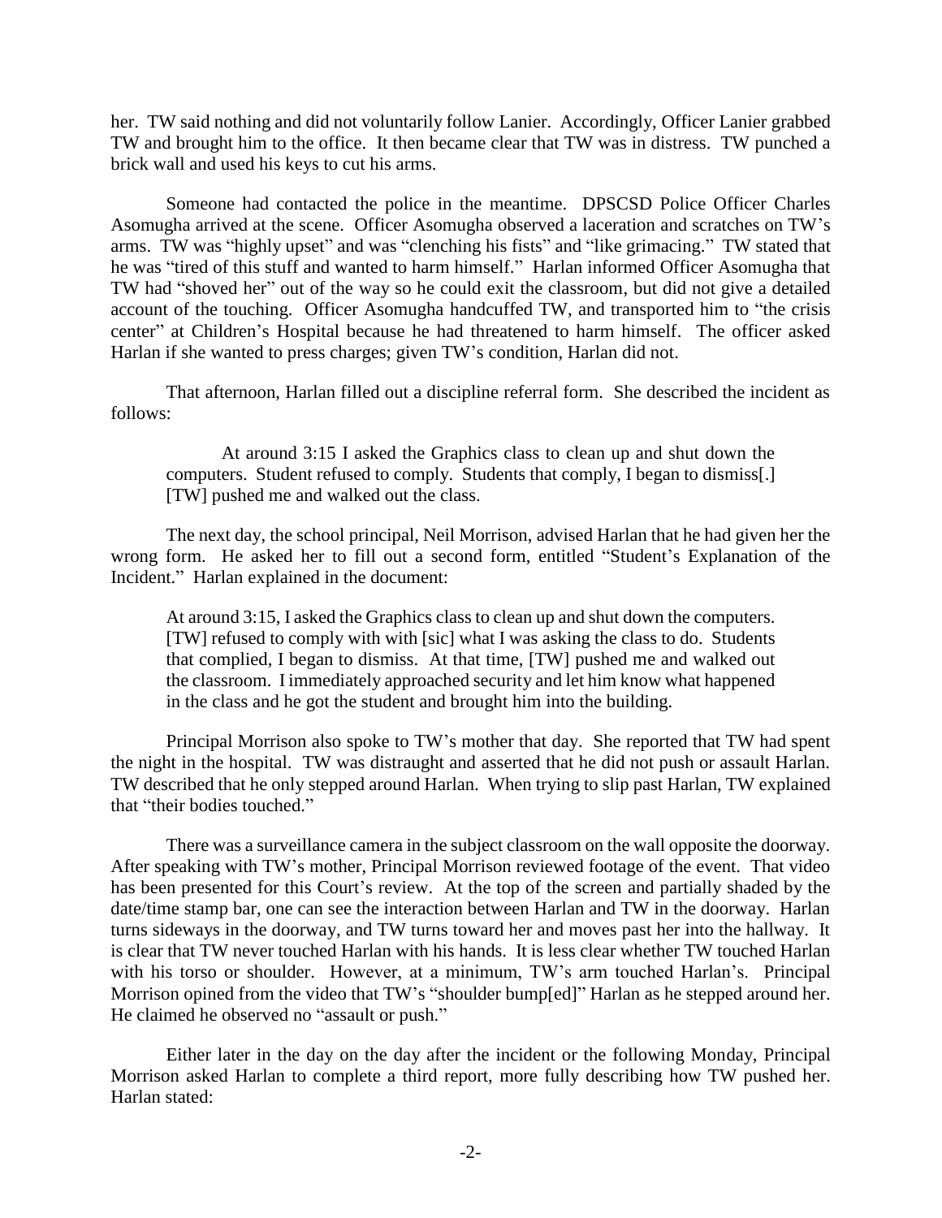her. TW said nothing and did not voluntarily follow Lanier. Accordingly, Officer Lanier grabbed TW and brought him to the office. It then became clear that TW was in distress. TW punched a brick wall and used his keys to cut his arms.

Someone had contacted the police in the meantime. DPSCSD Police Officer Charles Asomugha arrived at the scene. Officer Asomugha observed a laceration and scratches on TW's arms. TW was "highly upset" and was "clenching his fists" and "like grimacing." TW stated that he was "tired of this stuff and wanted to harm himself." Harlan informed Officer Asomugha that TW had "shoved her" out of the way so he could exit the classroom, but did not give a detailed account of the touching. Officer Asomugha handcuffed TW, and transported him to "the crisis center" at Children's Hospital because he had threatened to harm himself. The officer asked Harlan if she wanted to press charges; given TW's condition, Harlan did not.

That afternoon, Harlan filled out a discipline referral form. She described the incident as follows:

> At around 3:15 I asked the Graphics class to clean up and shut down the computers. Student refused to comply. Students that comply, I began to dismiss[.] [TW] pushed me and walked out the class.

The next day, the school principal, Neil Morrison, advised Harlan that he had given her the wrong form. He asked her to fill out a second form, entitled "Student's Explanation of the Incident." Harlan explained in the document:

> At around 3:15, I asked the Graphics class to clean up and shut down the computers. [TW] refused to comply with with [sic] what I was asking the class to do. Students that complied, I began to dismiss. At that time, [TW] pushed me and walked out the classroom. I immediately approached security and let him know what happened in the class and he got the student and brought him into the building.

Principal Morrison also spoke to TW's mother that day. She reported that TW had spent the night in the hospital. TW was distraught and asserted that he did not push or assault Harlan. TW described that he only stepped around Harlan. When trying to slip past Harlan, TW explained that "their bodies touched."

There was a surveillance camera in the subject classroom on the wall opposite the doorway. After speaking with TW's mother, Principal Morrison reviewed footage of the event. That video has been presented for this Court's review. At the top of the screen and partially shaded by the date/time stamp bar, one can see the interaction between Harlan and TW in the doorway. Harlan turns sideways in the doorway, and TW turns toward her and moves past her into the hallway. It is clear that TW never touched Harlan with his hands. It is less clear whether TW touched Harlan with his torso or shoulder. However, at a minimum, TW's arm touched Harlan's. Principal Morrison opined from the video that TW's "shoulder bump[ed]" Harlan as he stepped around her. He claimed he observed no "assault or push."

Either later in the day on the day after the incident or the following Monday, Principal Morrison asked Harlan to complete a third report, more fully describing how TW pushed her. Harlan stated: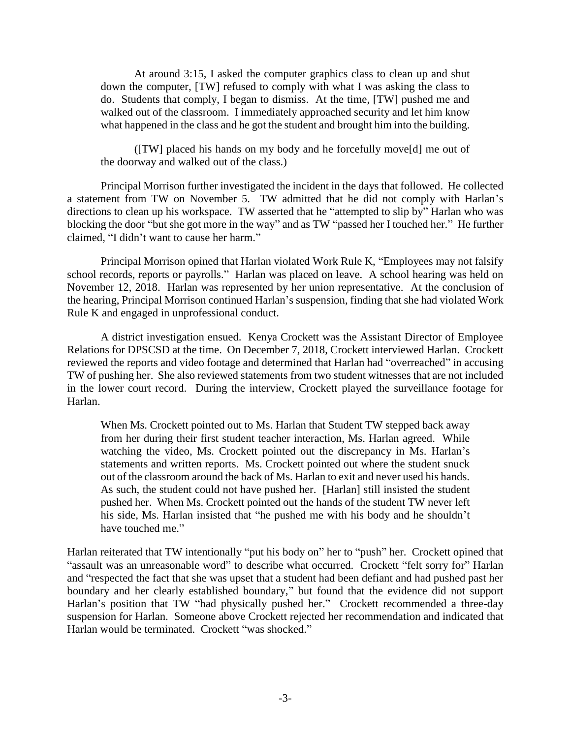> At around 3:15, I asked the computer graphics class to clean up and shut down the computer, [TW] refused to comply with what I was asking the class to do. Students that comply, I began to dismiss. At the time, [TW] pushed me and walked out of the classroom. I immediately approached security and let him know what happened in the class and he got the student and brought him into the building.
>
> ([TW] placed his hands on my body and he forcefully move[d] me out of the doorway and walked out of the class.)

Principal Morrison further investigated the incident in the days that followed. He collected a statement from TW on November 5. TW admitted that he did not comply with Harlan's directions to clean up his workspace. TW asserted that he "attempted to slip by" Harlan who was blocking the door "but she got more in the way" and as TW "passed her I touched her." He further claimed, "I didn't want to cause her harm."

Principal Morrison opined that Harlan violated Work Rule K, "Employees may not falsify school records, reports or payrolls." Harlan was placed on leave. A school hearing was held on November 12, 2018. Harlan was represented by her union representative. At the conclusion of the hearing, Principal Morrison continued Harlan's suspension, finding that she had violated Work Rule K and engaged in unprofessional conduct.

A district investigation ensued. Kenya Crockett was the Assistant Director of Employee Relations for DPSCSD at the time. On December 7, 2018, Crockett interviewed Harlan. Crockett reviewed the reports and video footage and determined that Harlan had "overreached" in accusing TW of pushing her. She also reviewed statements from two student witnesses that are not included in the lower court record. During the interview, Crockett played the surveillance footage for Harlan.

> When Ms. Crockett pointed out to Ms. Harlan that Student TW stepped back away from her during their first student teacher interaction, Ms. Harlan agreed. While watching the video, Ms. Crockett pointed out the discrepancy in Ms. Harlan's statements and written reports. Ms. Crockett pointed out where the student snuck out of the classroom around the back of Ms. Harlan to exit and never used his hands. As such, the student could not have pushed her. [Harlan] still insisted the student pushed her. When Ms. Crockett pointed out the hands of the student TW never left his side, Ms. Harlan insisted that "he pushed me with his body and he shouldn't have touched me."

Harlan reiterated that TW intentionally "put his body on" her to "push" her. Crockett opined that "assault was an unreasonable word" to describe what occurred. Crockett "felt sorry for" Harlan and "respected the fact that she was upset that a student had been defiant and had pushed past her boundary and her clearly established boundary," but found that the evidence did not support Harlan's position that TW "had physically pushed her." Crockett recommended a three-day suspension for Harlan. Someone above Crockett rejected her recommendation and indicated that Harlan would be terminated. Crockett "was shocked."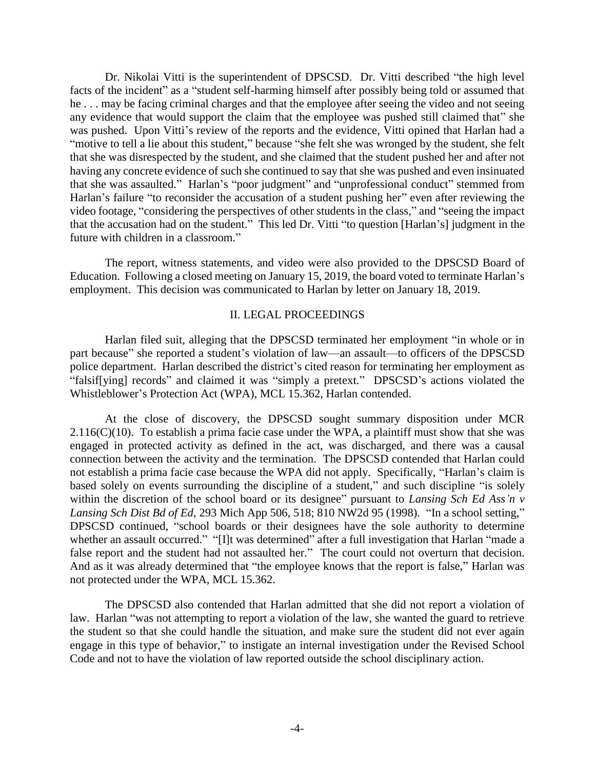Dr. Nikolai Vitti is the superintendent of DPSCSD. Dr. Vitti described "the high level facts of the incident" as a "student self-harming himself after possibly being told or assumed that he . . . may be facing criminal charges and that the employee after seeing the video and not seeing any evidence that would support the claim that the employee was pushed still claimed that" she was pushed. Upon Vitti's review of the reports and the evidence, Vitti opined that Harlan had a "motive to tell a lie about this student," because "she felt she was wronged by the student, she felt that she was disrespected by the student, and she claimed that the student pushed her and after not having any concrete evidence of such she continued to say that she was pushed and even insinuated that she was assaulted." Harlan's "poor judgment" and "unprofessional conduct" stemmed from Harlan's failure "to reconsider the accusation of a student pushing her" even after reviewing the video footage, "considering the perspectives of other students in the class," and "seeing the impact that the accusation had on the student." This led Dr. Vitti "to question [Harlan's] judgment in the future with children in a classroom."

The report, witness statements, and video were also provided to the DPSCSD Board of Education. Following a closed meeting on January 15, 2019, the board voted to terminate Harlan's employment. This decision was communicated to Harlan by letter on January 18, 2019.

## II. LEGAL PROCEEDINGS

Harlan filed suit, alleging that the DPSCSD terminated her employment "in whole or in part because" she reported a student's violation of law—an assault—to officers of the DPSCSD police department. Harlan described the district's cited reason for terminating her employment as "falsif[ying] records" and claimed it was "simply a pretext." DPSCSD's actions violated the Whistleblower's Protection Act (WPA), MCL 15.362, Harlan contended.

At the close of discovery, the DPSCSD sought summary disposition under MCR 2.116(C)(10). To establish a prima facie case under the WPA, a plaintiff must show that she was engaged in protected activity as defined in the act, was discharged, and there was a causal connection between the activity and the termination. The DPSCSD contended that Harlan could not establish a prima facie case because the WPA did not apply. Specifically, "Harlan's claim is based solely on events surrounding the discipline of a student," and such discipline "is solely within the discretion of the school board or its designee" pursuant to *Lansing Sch Ed Ass'n v Lansing Sch Dist Bd of Ed*, 293 Mich App 506, 518; 810 NW2d 95 (1998). "In a school setting," DPSCSD continued, "school boards or their designees have the sole authority to determine whether an assault occurred." "[I]t was determined" after a full investigation that Harlan "made a false report and the student had not assaulted her." The court could not overturn that decision. And as it was already determined that "the employee knows that the report is false," Harlan was not protected under the WPA, MCL 15.362.

The DPSCSD also contended that Harlan admitted that she did not report a violation of law. Harlan "was not attempting to report a violation of the law, she wanted the guard to retrieve the student so that she could handle the situation, and make sure the student did not ever again engage in this type of behavior," to instigate an internal investigation under the Revised School Code and not to have the violation of law reported outside the school disciplinary action.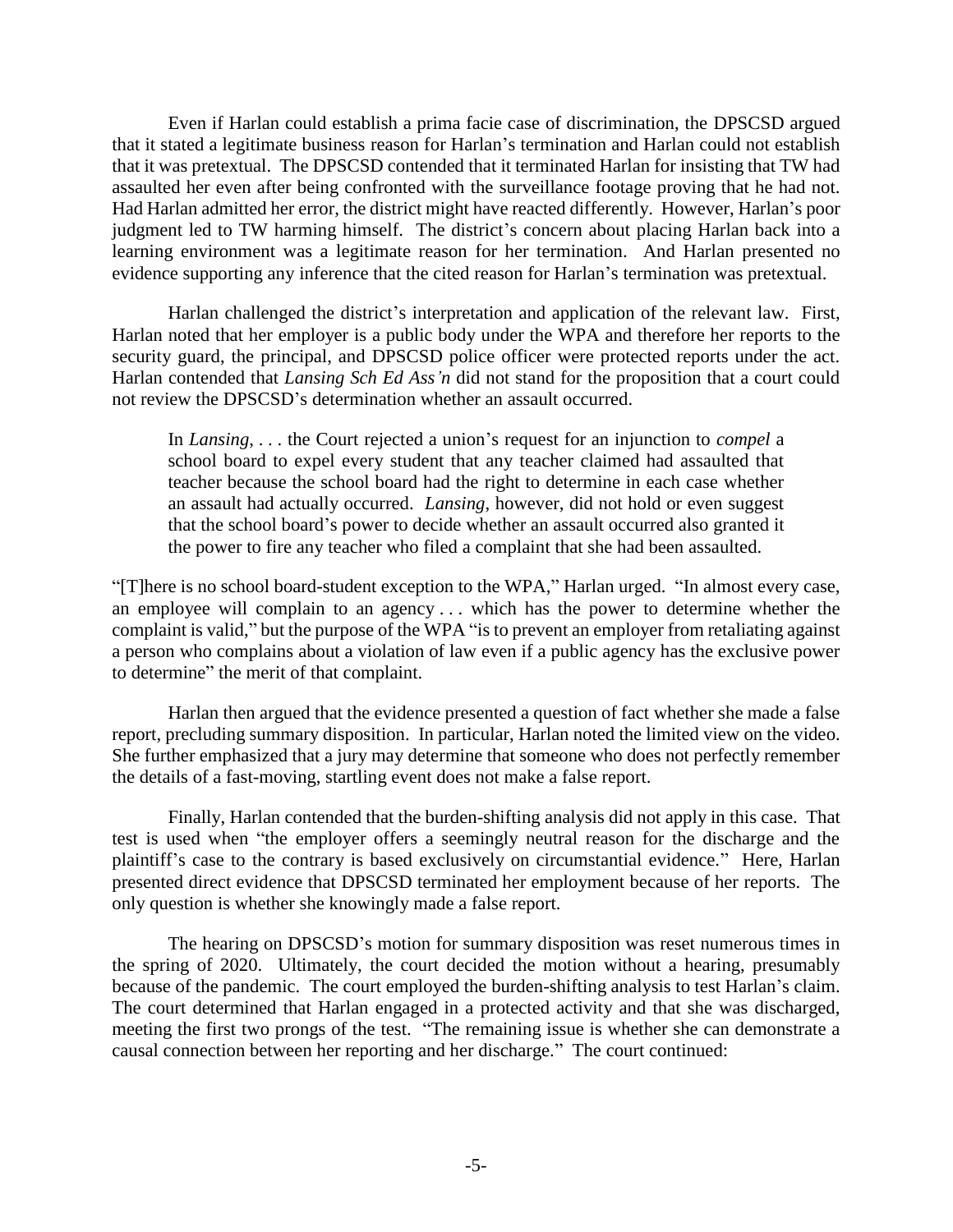Even if Harlan could establish a prima facie case of discrimination, the DPSCSD argued that it stated a legitimate business reason for Harlan's termination and Harlan could not establish that it was pretextual. The DPSCSD contended that it terminated Harlan for insisting that TW had assaulted her even after being confronted with the surveillance footage proving that he had not. Had Harlan admitted her error, the district might have reacted differently. However, Harlan's poor judgment led to TW harming himself. The district's concern about placing Harlan back into a learning environment was a legitimate reason for her termination. And Harlan presented no evidence supporting any inference that the cited reason for Harlan's termination was pretextual.

Harlan challenged the district's interpretation and application of the relevant law. First, Harlan noted that her employer is a public body under the WPA and therefore her reports to the security guard, the principal, and DPSCSD police officer were protected reports under the act. Harlan contended that *Lansing Sch Ed Ass'n* did not stand for the proposition that a court could not review the DPSCSD's determination whether an assault occurred.

> In *Lansing*, . . . the Court rejected a union's request for an injunction to *compel* a school board to expel every student that any teacher claimed had assaulted that teacher because the school board had the right to determine in each case whether an assault had actually occurred. *Lansing*, however, did not hold or even suggest that the school board's power to decide whether an assault occurred also granted it the power to fire any teacher who filed a complaint that she had been assaulted.

"[T]here is no school board-student exception to the WPA," Harlan urged. "In almost every case, an employee will complain to an agency . . . which has the power to determine whether the complaint is valid," but the purpose of the WPA "is to prevent an employer from retaliating against a person who complains about a violation of law even if a public agency has the exclusive power to determine" the merit of that complaint.

Harlan then argued that the evidence presented a question of fact whether she made a false report, precluding summary disposition. In particular, Harlan noted the limited view on the video. She further emphasized that a jury may determine that someone who does not perfectly remember the details of a fast-moving, startling event does not make a false report.

Finally, Harlan contended that the burden-shifting analysis did not apply in this case. That test is used when "the employer offers a seemingly neutral reason for the discharge and the plaintiff's case to the contrary is based exclusively on circumstantial evidence." Here, Harlan presented direct evidence that DPSCSD terminated her employment because of her reports. The only question is whether she knowingly made a false report.

The hearing on DPSCSD's motion for summary disposition was reset numerous times in the spring of 2020. Ultimately, the court decided the motion without a hearing, presumably because of the pandemic. The court employed the burden-shifting analysis to test Harlan's claim. The court determined that Harlan engaged in a protected activity and that she was discharged, meeting the first two prongs of the test. "The remaining issue is whether she can demonstrate a causal connection between her reporting and her discharge." The court continued: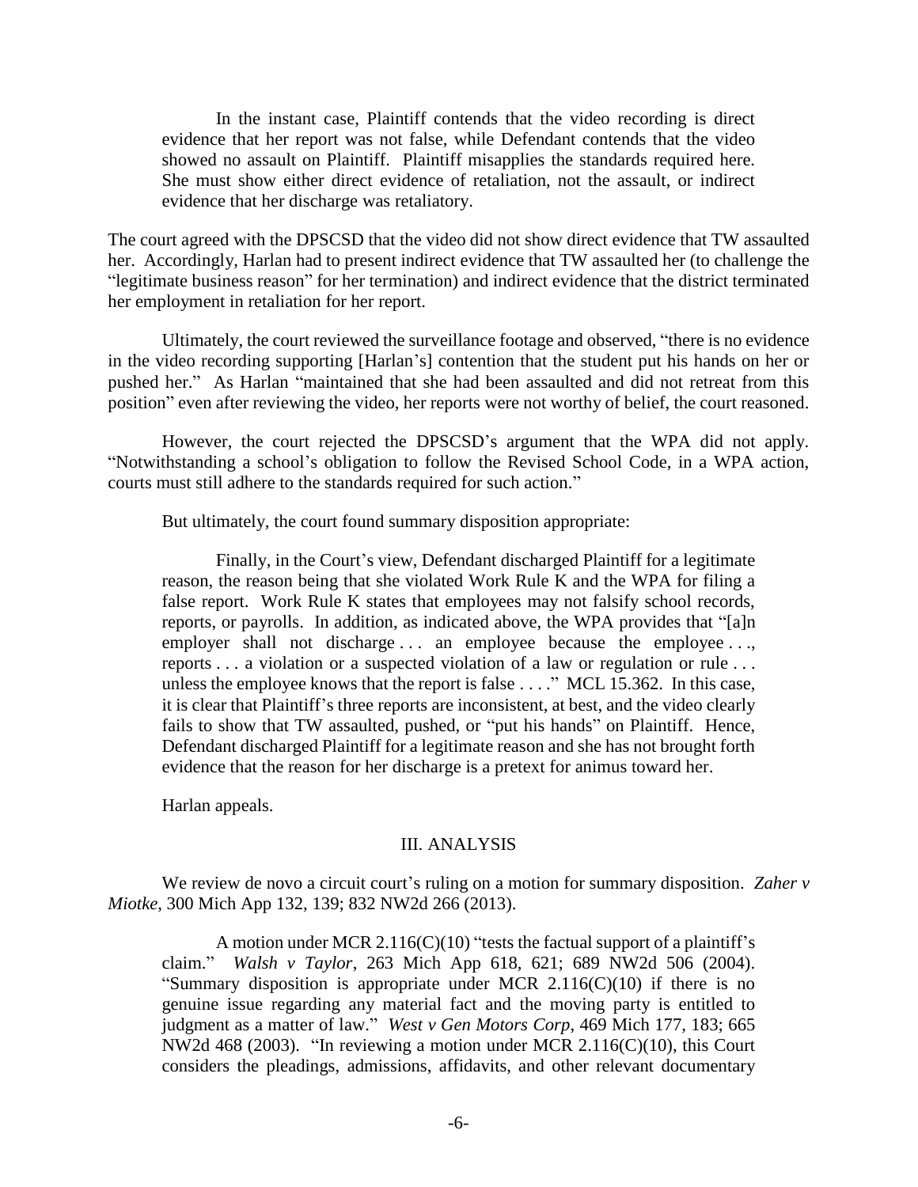> In the instant case, Plaintiff contends that the video recording is direct evidence that her report was not false, while Defendant contends that the video showed no assault on Plaintiff. Plaintiff misapplies the standards required here. She must show either direct evidence of retaliation, not the assault, or indirect evidence that her discharge was retaliatory.

The court agreed with the DPSCSD that the video did not show direct evidence that TW assaulted her. Accordingly, Harlan had to present indirect evidence that TW assaulted her (to challenge the "legitimate business reason" for her termination) and indirect evidence that the district terminated her employment in retaliation for her report.

Ultimately, the court reviewed the surveillance footage and observed, "there is no evidence in the video recording supporting [Harlan's] contention that the student put his hands on her or pushed her." As Harlan "maintained that she had been assaulted and did not retreat from this position" even after reviewing the video, her reports were not worthy of belief, the court reasoned.

However, the court rejected the DPSCSD's argument that the WPA did not apply. "Notwithstanding a school's obligation to follow the Revised School Code, in a WPA action, courts must still adhere to the standards required for such action."

But ultimately, the court found summary disposition appropriate:

> Finally, in the Court's view, Defendant discharged Plaintiff for a legitimate reason, the reason being that she violated Work Rule K and the WPA for filing a false report. Work Rule K states that employees may not falsify school records, reports, or payrolls. In addition, as indicated above, the WPA provides that "[a]n employer shall not discharge . . . an employee because the employee . . ., reports . . . a violation or a suspected violation of a law or regulation or rule . . . unless the employee knows that the report is false . . . ." MCL 15.362. In this case, it is clear that Plaintiff's three reports are inconsistent, at best, and the video clearly fails to show that TW assaulted, pushed, or "put his hands" on Plaintiff. Hence, Defendant discharged Plaintiff for a legitimate reason and she has not brought forth evidence that the reason for her discharge is a pretext for animus toward her.

Harlan appeals.

## III. ANALYSIS

We review de novo a circuit court's ruling on a motion for summary disposition. *Zaher v Miotke*, 300 Mich App 132, 139; 832 NW2d 266 (2013).

> A motion under MCR 2.116(C)(10) "tests the factual support of a plaintiff's claim." *Walsh v Taylor*, 263 Mich App 618, 621; 689 NW2d 506 (2004). "Summary disposition is appropriate under MCR 2.116(C)(10) if there is no genuine issue regarding any material fact and the moving party is entitled to judgment as a matter of law." *West v Gen Motors Corp*, 469 Mich 177, 183; 665 NW2d 468 (2003). "In reviewing a motion under MCR 2.116(C)(10), this Court considers the pleadings, admissions, affidavits, and other relevant documentary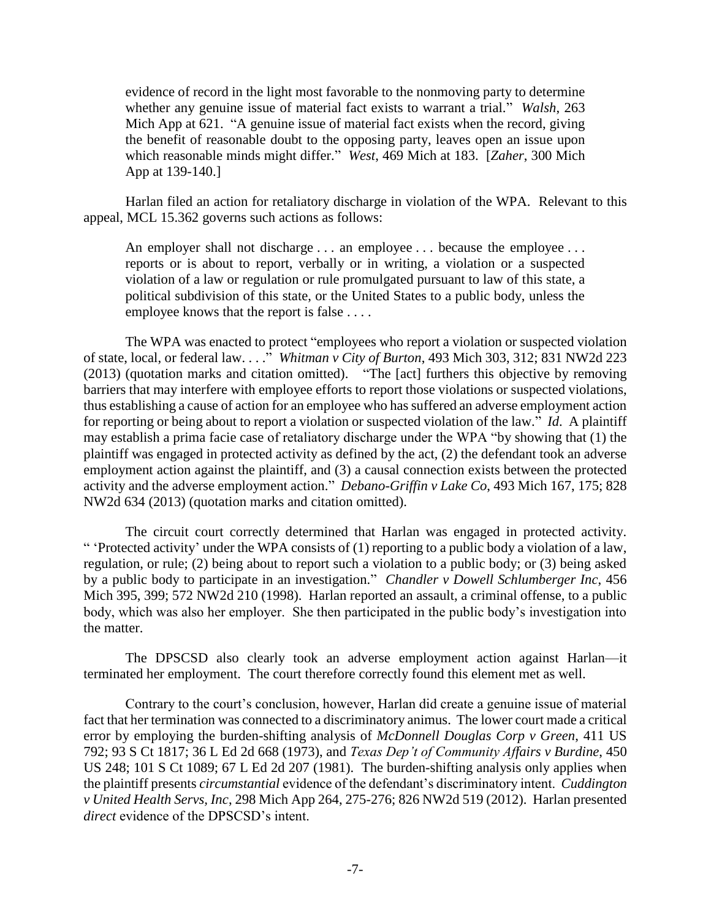> evidence of record in the light most favorable to the nonmoving party to determine whether any genuine issue of material fact exists to warrant a trial." *Walsh*, 263 Mich App at 621. "A genuine issue of material fact exists when the record, giving the benefit of reasonable doubt to the opposing party, leaves open an issue upon which reasonable minds might differ." *West*, 469 Mich at 183. [*Zaher*, 300 Mich App at 139-140.]

Harlan filed an action for retaliatory discharge in violation of the WPA. Relevant to this appeal, MCL 15.362 governs such actions as follows:

> An employer shall not discharge . . . an employee . . . because the employee . . . reports or is about to report, verbally or in writing, a violation or a suspected violation of a law or regulation or rule promulgated pursuant to law of this state, a political subdivision of this state, or the United States to a public body, unless the employee knows that the report is false . . . .

The WPA was enacted to protect "employees who report a violation or suspected violation of state, local, or federal law. . . ." *Whitman v City of Burton*, 493 Mich 303, 312; 831 NW2d 223 (2013) (quotation marks and citation omitted). "The [act] furthers this objective by removing barriers that may interfere with employee efforts to report those violations or suspected violations, thus establishing a cause of action for an employee who has suffered an adverse employment action for reporting or being about to report a violation or suspected violation of the law." *Id*. A plaintiff may establish a prima facie case of retaliatory discharge under the WPA "by showing that (1) the plaintiff was engaged in protected activity as defined by the act, (2) the defendant took an adverse employment action against the plaintiff, and (3) a causal connection exists between the protected activity and the adverse employment action." *Debano-Griffin v Lake Co*, 493 Mich 167, 175; 828 NW2d 634 (2013) (quotation marks and citation omitted).

The circuit court correctly determined that Harlan was engaged in protected activity. " 'Protected activity' under the WPA consists of (1) reporting to a public body a violation of a law, regulation, or rule; (2) being about to report such a violation to a public body; or (3) being asked by a public body to participate in an investigation." *Chandler v Dowell Schlumberger Inc*, 456 Mich 395, 399; 572 NW2d 210 (1998). Harlan reported an assault, a criminal offense, to a public body, which was also her employer. She then participated in the public body's investigation into the matter.

The DPSCSD also clearly took an adverse employment action against Harlan—it terminated her employment. The court therefore correctly found this element met as well.

Contrary to the court's conclusion, however, Harlan did create a genuine issue of material fact that her termination was connected to a discriminatory animus. The lower court made a critical error by employing the burden-shifting analysis of *McDonnell Douglas Corp v Green*, 411 US 792; 93 S Ct 1817; 36 L Ed 2d 668 (1973), and *Texas Dep't of Community Affairs v Burdine*, 450 US 248; 101 S Ct 1089; 67 L Ed 2d 207 (1981). The burden-shifting analysis only applies when the plaintiff presents *circumstantial* evidence of the defendant's discriminatory intent. *Cuddington v United Health Servs, Inc*, 298 Mich App 264, 275-276; 826 NW2d 519 (2012). Harlan presented *direct* evidence of the DPSCSD's intent.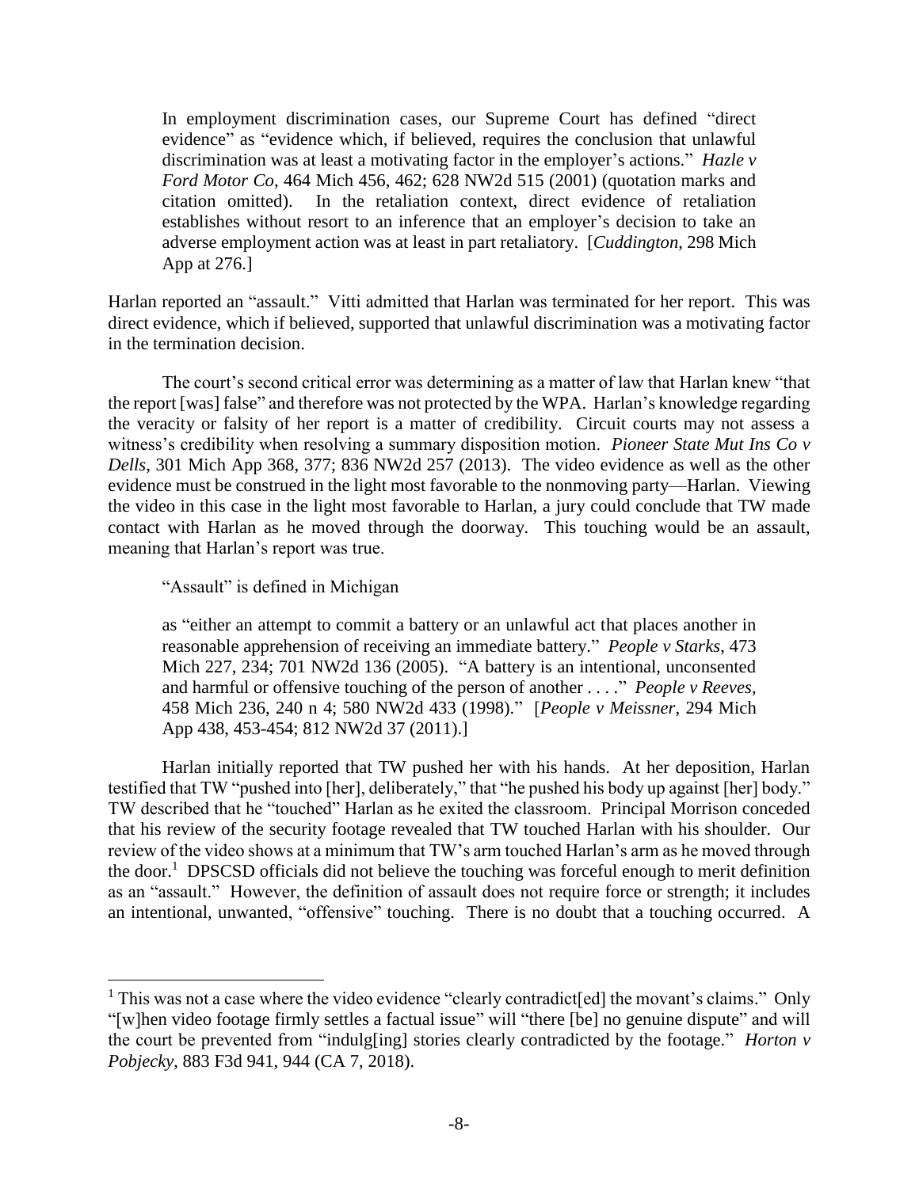> In employment discrimination cases, our Supreme Court has defined "direct evidence" as "evidence which, if believed, requires the conclusion that unlawful discrimination was at least a motivating factor in the employer's actions." *Hazle v Ford Motor Co*, 464 Mich 456, 462; 628 NW2d 515 (2001) (quotation marks and citation omitted). In the retaliation context, direct evidence of retaliation establishes without resort to an inference that an employer's decision to take an adverse employment action was at least in part retaliatory. [*Cuddington*, 298 Mich App at 276.]

Harlan reported an "assault." Vitti admitted that Harlan was terminated for her report. This was direct evidence, which if believed, supported that unlawful discrimination was a motivating factor in the termination decision.

The court's second critical error was determining as a matter of law that Harlan knew "that the report [was] false" and therefore was not protected by the WPA. Harlan's knowledge regarding the veracity or falsity of her report is a matter of credibility. Circuit courts may not assess a witness's credibility when resolving a summary disposition motion. *Pioneer State Mut Ins Co v Dells*, 301 Mich App 368, 377; 836 NW2d 257 (2013). The video evidence as well as the other evidence must be construed in the light most favorable to the nonmoving party—Harlan. Viewing the video in this case in the light most favorable to Harlan, a jury could conclude that TW made contact with Harlan as he moved through the doorway. This touching would be an assault, meaning that Harlan's report was true.

"Assault" is defined in Michigan

> as "either an attempt to commit a battery or an unlawful act that places another in reasonable apprehension of receiving an immediate battery." *People v Starks*, 473 Mich 227, 234; 701 NW2d 136 (2005). "A battery is an intentional, unconsented and harmful or offensive touching of the person of another . . . ." *People v Reeves*, 458 Mich 236, 240 n 4; 580 NW2d 433 (1998)." [*People v Meissner*, 294 Mich App 438, 453-454; 812 NW2d 37 (2011).]

Harlan initially reported that TW pushed her with his hands. At her deposition, Harlan testified that TW "pushed into [her], deliberately," that "he pushed his body up against [her] body." TW described that he "touched" Harlan as he exited the classroom. Principal Morrison conceded that his review of the security footage revealed that TW touched Harlan with his shoulder. Our review of the video shows at a minimum that TW's arm touched Harlan's arm as he moved through the door.[1] DPSCSD officials did not believe the touching was forceful enough to merit definition as an "assault." However, the definition of assault does not require force or strength; it includes an intentional, unwanted, "offensive" touching. There is no doubt that a touching occurred. A

---

[1] This was not a case where the video evidence "clearly contradict[ed] the movant's claims." Only "[w]hen video footage firmly settles a factual issue" will "there [be] no genuine dispute" and will the court be prevented from "indulg[ing] stories clearly contradicted by the footage." *Horton v Pobjecky*, 883 F3d 941, 944 (CA 7, 2018).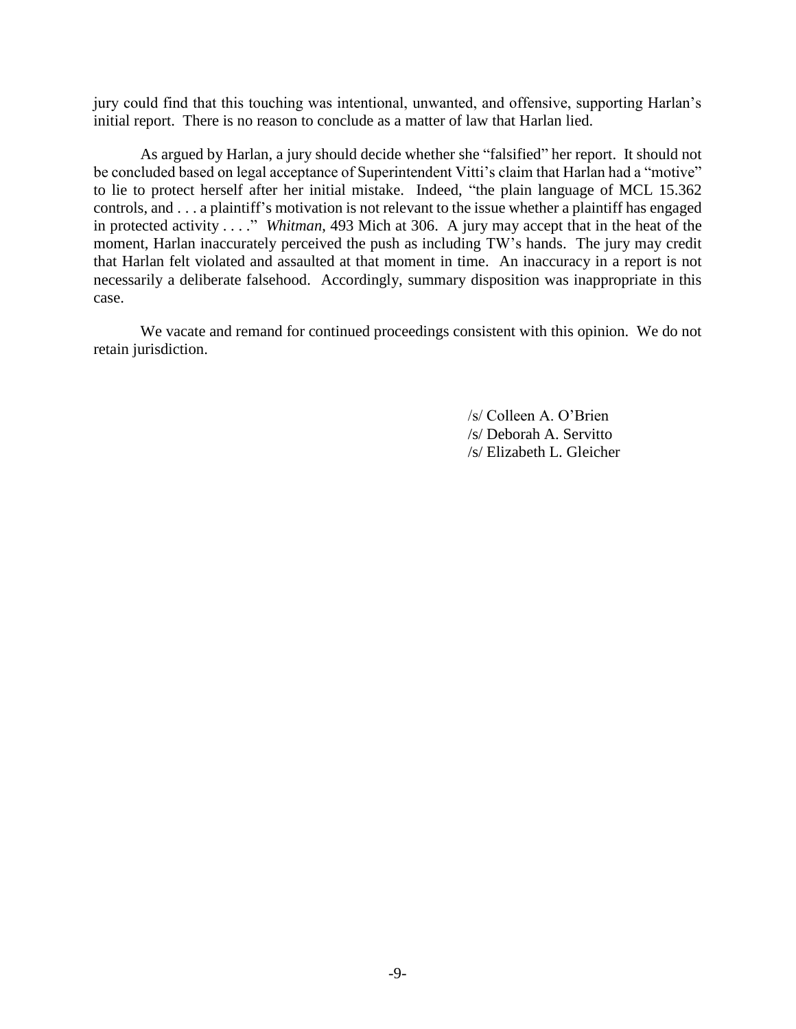jury could find that this touching was intentional, unwanted, and offensive, supporting Harlan's initial report. There is no reason to conclude as a matter of law that Harlan lied.

As argued by Harlan, a jury should decide whether she "falsified" her report. It should not be concluded based on legal acceptance of Superintendent Vitti's claim that Harlan had a "motive" to lie to protect herself after her initial mistake. Indeed, "the plain language of MCL 15.362 controls, and . . . a plaintiff's motivation is not relevant to the issue whether a plaintiff has engaged in protected activity . . . ." *Whitman*, 493 Mich at 306. A jury may accept that in the heat of the moment, Harlan inaccurately perceived the push as including TW's hands. The jury may credit that Harlan felt violated and assaulted at that moment in time. An inaccuracy in a report is not necessarily a deliberate falsehood. Accordingly, summary disposition was inappropriate in this case.

We vacate and remand for continued proceedings consistent with this opinion. We do not retain jurisdiction.

/s/ Colleen A. O'Brien
/s/ Deborah A. Servitto
/s/ Elizabeth L. Gleicher